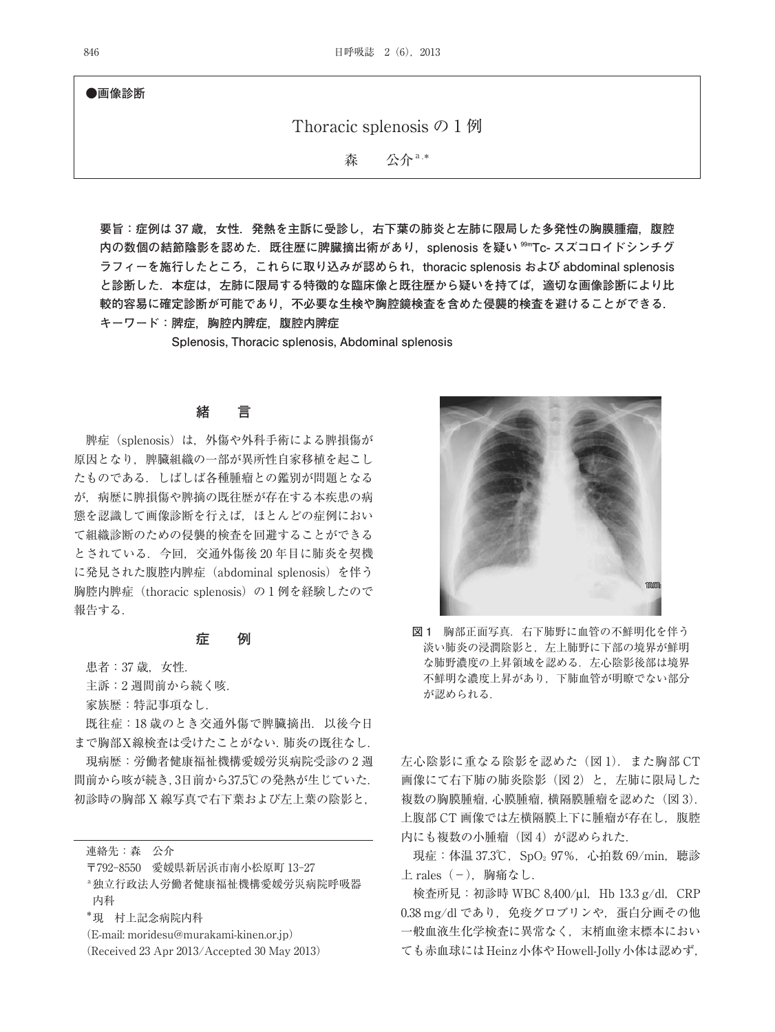●画像診断

# Thoracic splenosis の 1 例

森　公介[a,*]

**要旨：症例は 37 歳，女性．発熱を主訴に受診し，右下葉の肺炎と左肺に限局した多発性の胸膜腫瘤，腹腔内の数個の結節陰影を認めた．既往歴に脾臓摘出術があり，splenosis を疑い $^{99m}$Tc- スズコロイドシンチグラフィーを施行したところ，これらに取り込みが認められ，thoracic splenosis および abdominal splenosis と診断した．本症は，左肺に限局する特徴的な臨床像と既往歴から疑いを持てば，適切な画像診断により比較的容易に確定診断が可能であり，不必要な生検や胸腔鏡検査を含めた侵襲的検査を避けることができる．**

**キーワード：脾症，胸腔内脾症，腹腔内脾症**

**Splenosis, Thoracic splenosis, Abdominal splenosis**

## 緒　言

脾症（splenosis）は，外傷や外科手術による脾損傷が原因となり，脾臓組織の一部が異所性自家移植を起こしたものである．しばしば各種腫瘤との鑑別が問題となるが，病歴に脾損傷や脾摘の既往歴が存在する本疾患の病態を認識して画像診断を行えば，ほとんどの症例において組織診断のための侵襲的検査を回避することができるとされている．今回，交通外傷後 20 年目に肺炎を契機に発見された腹腔内脾症（abdominal splenosis）を伴う胸腔内脾症（thoracic splenosis）の 1 例を経験したので報告する．

## 症　例

患者：37 歳，女性．

主訴：2 週間前から続く咳．

家族歴：特記事項なし．

既往症：18 歳のとき交通外傷で脾臓摘出．以後今日まで胸部X線検査は受けたことがない．肺炎の既往なし．

現病歴：労働者健康福祉機構愛媛労災病院受診の 2 週間前から咳が続き，3日前から37.5℃の発熱が生じていた．初診時の胸部 X 線写真で右下葉および左上葉の陰影と，左心陰影に重なる陰影を認めた（図 1）．また胸部 CT 画像にて右下肺の肺炎陰影（図 2）と，左肺に限局した複数の胸膜腫瘤，心膜腫瘤，横隔膜腫瘤を認めた（図 3）．上腹部 CT 画像では左横隔膜上下に腫瘤が存在し，腹腔内にも複数の小腫瘤（図 4）が認められた．

**図 1**　胸部正面写真．右下肺野に血管の不鮮明化を伴う淡い肺炎の浸潤陰影と，左上肺野に下部の境界が鮮明な肺野濃度の上昇領域を認める．左心陰影後部は境界不鮮明な濃度上昇があり，下肺血管が明瞭でない部分が認められる．

現症：体温 37.3℃，$SpO_2$ 97%，心拍数 69/min，聴診上 rales（－），胸痛なし．

検査所見：初診時 WBC 8,400/μl，Hb 13.3 g/dl，CRP 0.38 mg/dl であり，免疫グロブリンや，蛋白分画その他一般血液生化学検査に異常なく，末梢血塗末標本においても赤血球には Heinz 小体や Howell-Jolly 小体は認めず，

---

連絡先：森　公介

〒792-8550　愛媛県新居浜市南小松原町 13-27

[a] 独立行政法人労働者健康福祉機構愛媛労災病院呼吸器内科

[*] 現　村上記念病院内科

（E-mail: moridesu@murakami-kinen.or.jp）

（Received 23 Apr 2013/Accepted 30 May 2013）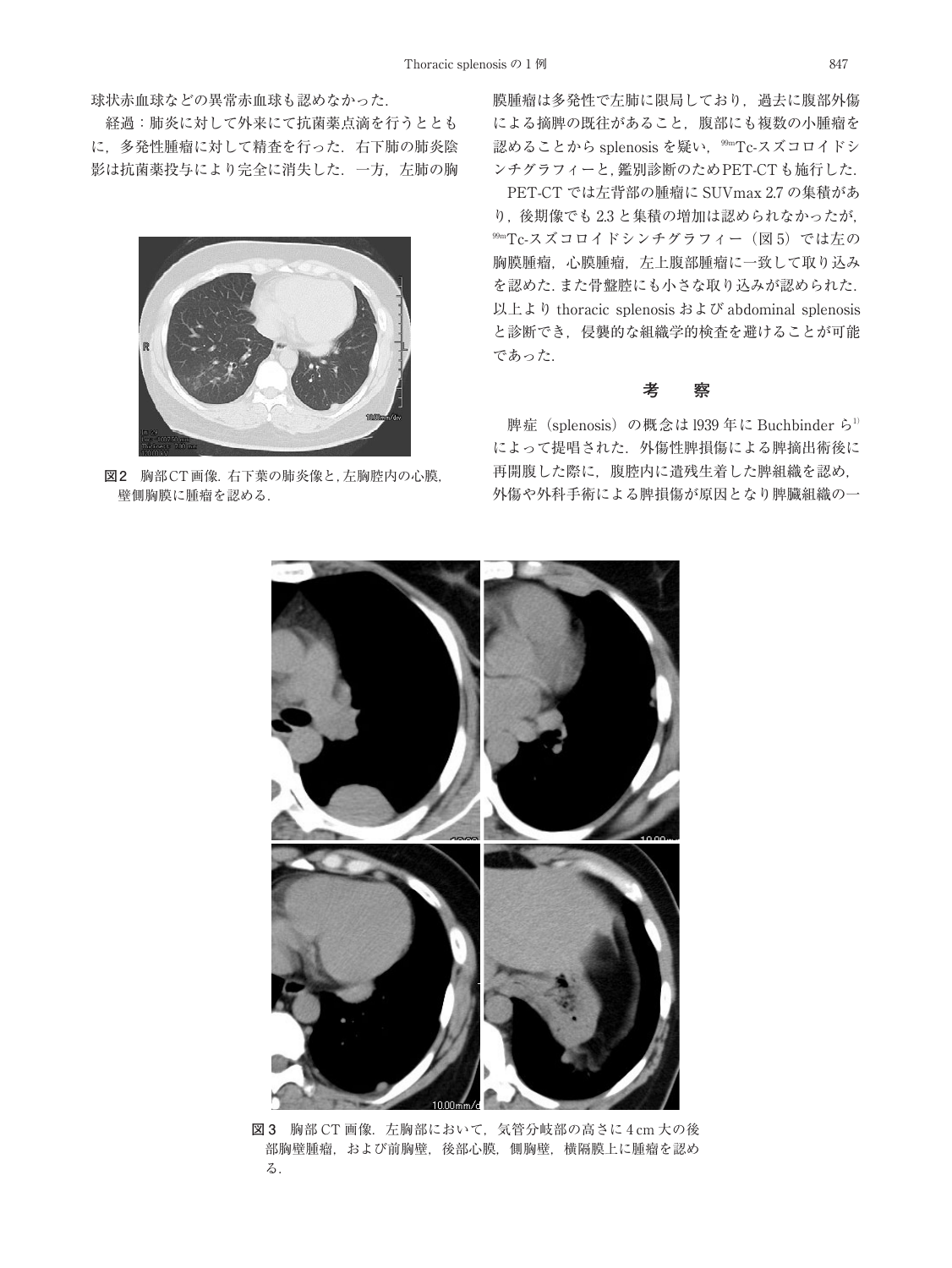球状赤血球などの異常赤血球も認めなかった．

経過：肺炎に対して外来にて抗菌薬点滴を行うとともに，多発性腫瘤に対して精査を行った．右下肺の肺炎陰影は抗菌薬投与により完全に消失した．一方，左肺の胸膜腫瘤は多発性で左肺に限局しており，過去に腹部外傷による摘脾の既往があること，腹部にも複数の小腫瘤を認めることから splenosis を疑い，$^{99m}$Tc-スズコロイドシンチグラフィーと，鑑別診断のためPET-CTも施行した．

図2　胸部CT画像．右下葉の肺炎像と，左胸腔内の心膜，壁側胸膜に腫瘤を認める．

PET-CT では左背部の腫瘤に SUVmax 2.7 の集積があり，後期像でも 2.3 と集積の増加は認められなかったが，$^{99m}$Tc-スズコロイドシンチグラフィー（図5）では左の胸膜腫瘤，心膜腫瘤，左上腹部腫瘤に一致して取り込みを認めた．また骨盤腔にも小さな取り込みが認められた．以上より thoracic splenosis および abdominal splenosis と診断でき，侵襲的な組織学的検査を避けることが可能であった．

## 考　察

脾症（splenosis）の概念は 1939 年に Buchbinder ら[1]によって提唱された．外傷性脾損傷による脾摘出術後に再開腹した際に，腹腔内に遺残生着した脾組織を認め，外傷や外科手術による脾損傷が原因となり脾臓組織の一

図3　胸部 CT 画像．左胸部において，気管分岐部の高さに 4 cm 大の後部胸壁腫瘤，および前胸壁，後部心膜，側胸壁，横隔膜上に腫瘤を認める．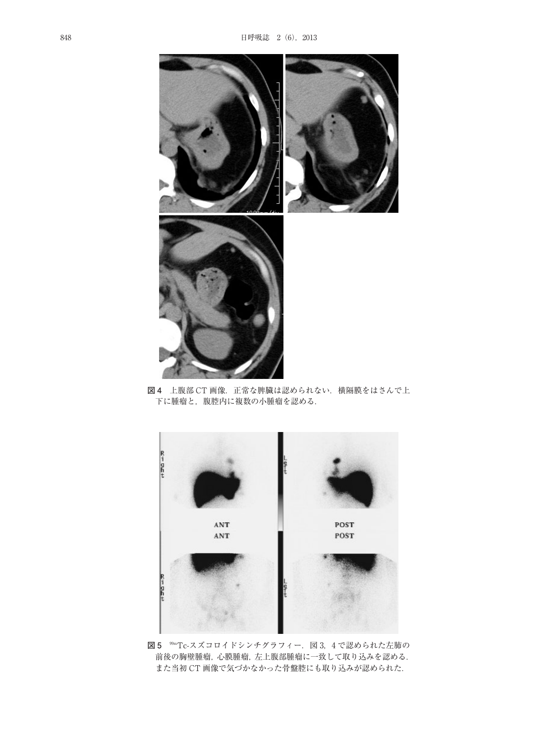図 4 上腹部 CT 画像．正常な脾臓は認められない．横隔膜をはさんで上下に腫瘤と，腹腔内に複数の小腫瘤を認める．

図 5 $^{99m}$Tc-スズコロイドシンチグラフィー．図 3，4 で認められた左肺の前後の胸壁腫瘤，心膜腫瘤，左上腹部腫瘤に一致して取り込みを認める．また当初 CT 画像で気づかなかった骨盤腔にも取り込みが認められた．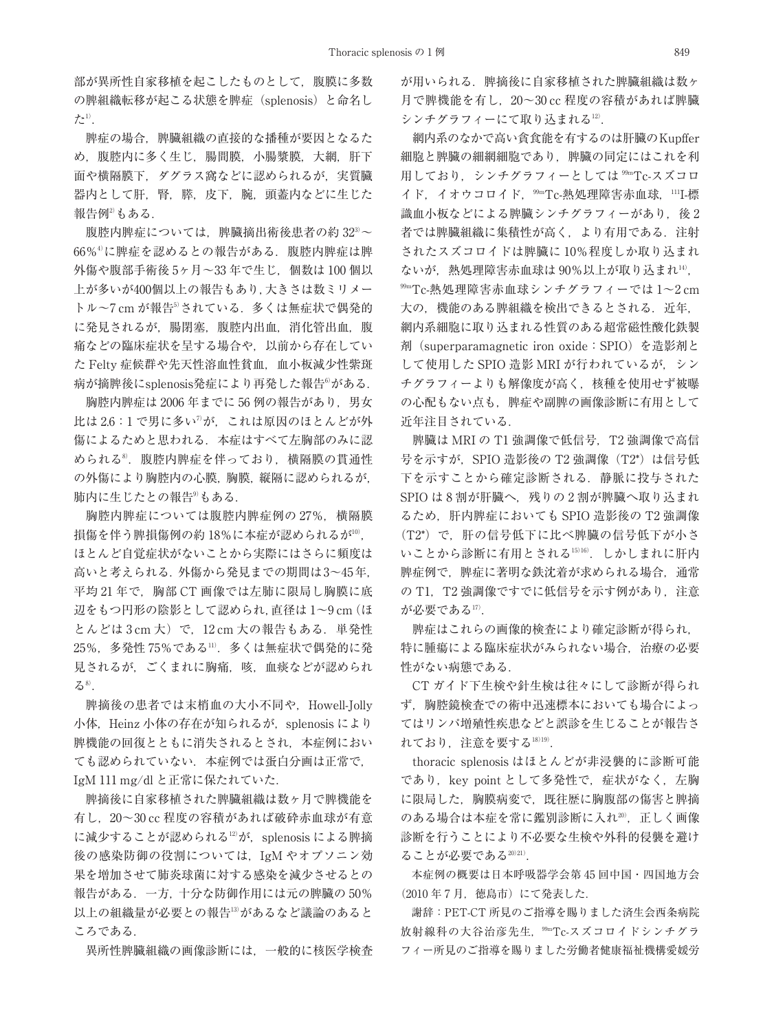部が異所性自家移植を起こしたものとして，腹膜に多数の脾組織転移が起こる状態を脾症（splenosis）と命名した[1]．

脾症の場合，脾臓組織の直接的な播種が要因となるため，腹腔内に多く生じ，腸間膜，小腸漿膜，大網，肝下面や横隔膜下，ダグラス窩などに認められるが，実質臓器内として肝，腎，膵，皮下，腕，頭蓋内などに生じた報告例[2]もある．

腹腔内脾症については，脾臓摘出術後患者の約 32[3]～66%[4]に脾症を認めるとの報告がある．腹腔内脾症は脾外傷や腹部手術後 5ヶ月～33 年で生じ，個数は 100 個以上が多いが400個以上の報告もあり，大きさは数ミリメートル～7 cm が報告[5]されている．多くは無症状で偶発的に発見されるが，腸閉塞，腹腔内出血，消化管出血，腹痛などの臨床症状を呈する場合や，以前から存在していた Felty 症候群や先天性溶血性貧血，血小板減少性紫斑病が摘脾後にsplenosis発症により再発した報告[6]がある．

胸腔内脾症は 2006 年までに 56 例の報告があり，男女比は 2.6：1 で男に多い[7]が，これは原因のほとんどが外傷によるためと思われる．本症はすべて左胸部のみに認められる[8]．腹腔内脾症を伴っており，横隔膜の貫通性の外傷により胸腔内の心膜，胸膜，縦隔に認められるが，肺内に生じたとの報告[9]もある．

胸腔内脾症については腹腔内脾症例の 27%，横隔膜損傷を伴う脾損傷例の約 18%に本症が認められるが[10]，ほとんど自覚症状がないことから実際にはさらに頻度は高いと考えられる．外傷から発見までの期間は3～45年，平均 21 年で，胸部 CT 画像では左肺に限局し胸膜に底辺をもつ円形の陰影として認められ，直径は 1～9 cm（ほとんどは 3 cm 大）で，12 cm 大の報告もある．単発性 25%，多発性 75%である[11]．多くは無症状で偶発的に発見されるが，ごくまれに胸痛，咳，血痰などが認められる[8]．

脾摘後の患者では末梢血の大小不同や，Howell-Jolly 小体，Heinz 小体の存在が知られるが，splenosis により脾機能の回復とともに消失されるとされ，本症例においても認められていない．本症例では蛋白分画は正常で，IgM 111 mg/dl と正常に保たれていた．

脾摘後に自家移植された脾臓組織は数ヶ月で脾機能を有し，20～30 cc 程度の容積があれば破砕赤血球が有意に減少することが認められる[12]が，splenosis による脾摘後の感染防御の役割については，IgM やオプソニン効果を増加させて肺炎球菌に対する感染を減少させるとの報告がある．一方，十分な防御作用には元の脾臓の 50%以上の組織量が必要との報告[13]があるなど議論のあるところである．

異所性脾臓組織の画像診断には，一般的に核医学検査が用いられる．脾摘後に自家移植された脾臓組織は数ヶ月で脾機能を有し，20～30 cc 程度の容積があれば脾臓シンチグラフィーにて取り込まれる[12]．

網内系のなかで高い貪食能を有するのは肝臓のKupffer細胞と脾臓の細網細胞であり，脾臓の同定にはこれを利用しており，シンチグラフィーとしては $^{99m}$Tc-スズコロイド，イオウコロイド，$^{99m}$Tc-熱処理障害赤血球，$^{111}$I-標識血小板などによる脾臓シンチグラフィーがあり，後 2 者では脾臓組織に集積性が高く，より有用である．注射されたスズコロイドは脾臓に 10%程度しか取り込まれないが，熱処理障害赤血球は 90%以上が取り込まれ[14]，$^{99m}$Tc-熱処理障害赤血球シンチグラフィーでは 1～2 cm 大の，機能のある脾組織を検出できるとされる．近年，網内系細胞に取り込まれる性質のある超常磁性酸化鉄製剤（superparamagnetic iron oxide：SPIO）を造影剤として使用した SPIO 造影 MRI が行われているが，シンチグラフィーよりも解像度が高く，核種を使用せず被曝の心配もない点も，脾症や副脾の画像診断に有用として近年注目されている．

脾臓は MRI の T1 強調像で低信号，T2 強調像で高信号を示すが，SPIO 造影後の T2 強調像（T2*）は信号低下を示すことから確定診断される．静脈に投与された SPIO は 8 割が肝臓へ，残りの 2 割が脾臓へ取り込まれるため，肝内脾症においても SPIO 造影後の T2 強調像（T2*）で，肝の信号低下に比べ脾臓の信号低下が小さいことから診断に有用とされる[15,16]．しかしまれに肝内脾症例で，脾症に著明な鉄沈着が求められる場合，通常の T1，T2 強調像ですでに低信号を示す例があり，注意が必要である[17]．

脾症はこれらの画像的検査により確定診断が得られ，特に腫瘍による臨床症状がみられない場合，治療の必要性がない病態である．

CT ガイド下生検や針生検は往々にして診断が得られず，胸腔鏡検査での術中迅速標本においても場合によってはリンパ増殖性疾患などと誤診を生じることが報告されており，注意を要する[18,19]．

thoracic splenosis はほとんどが非浸襲的に診断可能であり，key point として多発性で，症状がなく，左胸に限局した，胸膜病変で，既往歴に胸腹部の傷害と脾摘のある場合は本症を常に鑑別診断に入れ[20]，正しく画像診断を行うことにより不必要な生検や外科的侵襲を避けることが必要である[20,21]．

本症例の概要は日本呼吸器学会第 45 回中国・四国地方会（2010 年 7 月，徳島市）にて発表した．

謝辞：PET-CT 所見のご指導を賜りました済生会西条病院放射線科の大谷治彦先生，$^{99m}$Tc-スズコロイドシンチグラフィー所見のご指導を賜りました労働者健康福祉機構愛媛労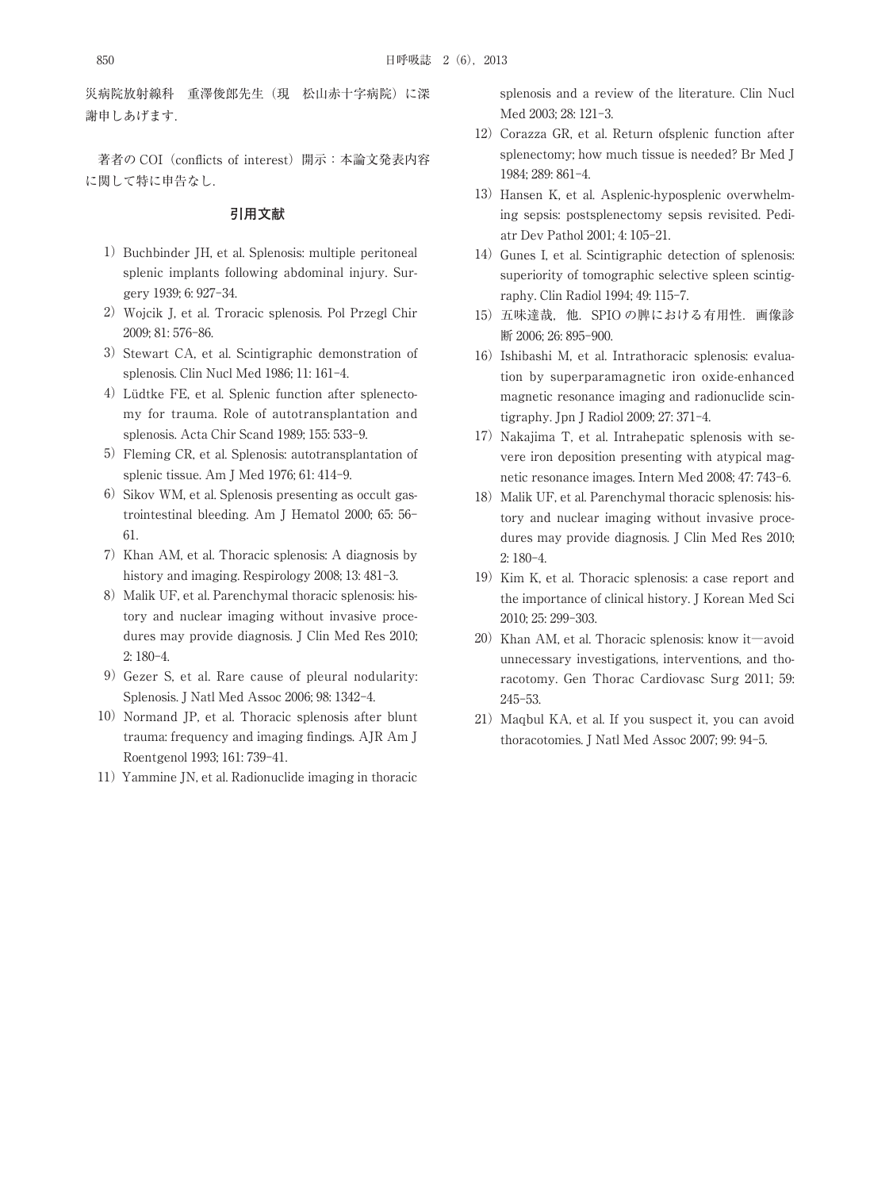災病院放射線科　重澤俊郎先生（現　松山赤十字病院）に深謝申しあげます．

著者の COI（conflicts of interest）開示：本論文発表内容に関して特に申告なし．

## 引用文献

1）Buchbinder JH, et al. Splenosis: multiple peritoneal splenic implants following abdominal injury. Surgery 1939; 6: 927-34.

2）Wojcik J, et al. Troracic splenosis. Pol Przegl Chir 2009; 81: 576-86.

3）Stewart CA, et al. Scintigraphic demonstration of splenosis. Clin Nucl Med 1986; 11: 161-4.

4）Lüdtke FE, et al. Splenic function after splenectomy for trauma. Role of autotransplantation and splenosis. Acta Chir Scand 1989; 155: 533-9.

5）Fleming CR, et al. Splenosis: autotransplantation of splenic tissue. Am J Med 1976; 61: 414-9.

6）Sikov WM, et al. Splenosis presenting as occult gastrointestinal bleeding. Am J Hematol 2000; 65: 56-61.

7）Khan AM, et al. Thoracic splenosis: A diagnosis by history and imaging. Respirology 2008; 13: 481-3.

8）Malik UF, et al. Parenchymal thoracic splenosis: history and nuclear imaging without invasive procedures may provide diagnosis. J Clin Med Res 2010; 2: 180-4.

9）Gezer S, et al. Rare cause of pleural nodularity: Splenosis. J Natl Med Assoc 2006; 98: 1342-4.

10）Normand JP, et al. Thoracic splenosis after blunt trauma: frequency and imaging findings. AJR Am J Roentgenol 1993; 161: 739-41.

11）Yammine JN, et al. Radionuclide imaging in thoracic splenosis and a review of the literature. Clin Nucl Med 2003; 28: 121-3.

12）Corazza GR, et al. Return ofsplenic function after splenectomy; how much tissue is needed? Br Med J 1984; 289: 861-4.

13）Hansen K, et al. Asplenic-hyposplenic overwhelming sepsis: postsplenectomy sepsis revisited. Pediatr Dev Pathol 2001; 4: 105-21.

14）Gunes I, et al. Scintigraphic detection of splenosis: superiority of tomographic selective spleen scintigraphy. Clin Radiol 1994; 49: 115-7.

15）五味達哉，他．SPIO の脾における有用性．画像診断 2006; 26: 895-900.

16）Ishibashi M, et al. Intrathoracic splenosis: evaluation by superparamagnetic iron oxide-enhanced magnetic resonance imaging and radionuclide scintigraphy. Jpn J Radiol 2009; 27: 371-4.

17）Nakajima T, et al. Intrahepatic splenosis with severe iron deposition presenting with atypical magnetic resonance images. Intern Med 2008; 47: 743-6.

18）Malik UF, et al. Parenchymal thoracic splenosis: history and nuclear imaging without invasive procedures may provide diagnosis. J Clin Med Res 2010; 2: 180-4.

19）Kim K, et al. Thoracic splenosis: a case report and the importance of clinical history. J Korean Med Sci 2010; 25: 299-303.

20）Khan AM, et al. Thoracic splenosis: know it—avoid unnecessary investigations, interventions, and thoracotomy. Gen Thorac Cardiovasc Surg 2011; 59: 245-53.

21）Maqbul KA, et al. If you suspect it, you can avoid thoracotomies. J Natl Med Assoc 2007; 99: 94-5.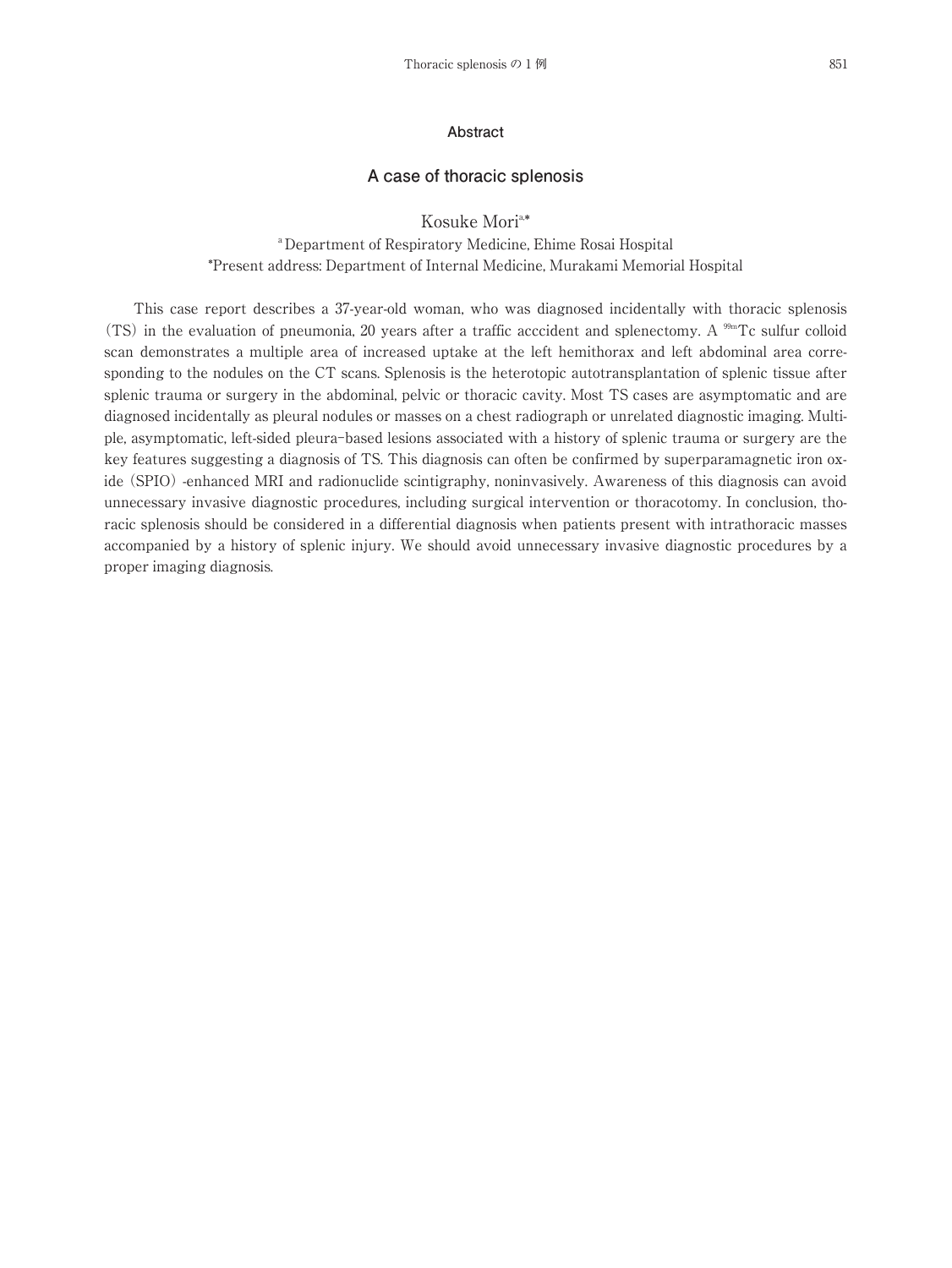## Abstract

### A case of thoracic splenosis

Kosuke Mori[a,*]

[a] Department of Respiratory Medicine, Ehime Rosai Hospital
[*]Present address: Department of Internal Medicine, Murakami Memorial Hospital

This case report describes a 37-year-old woman, who was diagnosed incidentally with thoracic splenosis (TS) in the evaluation of pneumonia, 20 years after a traffic acccident and splenectomy. A $^{99m}$Tc sulfur colloid scan demonstrates a multiple area of increased uptake at the left hemithorax and left abdominal area corresponding to the nodules on the CT scans. Splenosis is the heterotopic autotransplantation of splenic tissue after splenic trauma or surgery in the abdominal, pelvic or thoracic cavity. Most TS cases are asymptomatic and are diagnosed incidentally as pleural nodules or masses on a chest radiograph or unrelated diagnostic imaging. Multiple, asymptomatic, left-sided pleura-based lesions associated with a history of splenic trauma or surgery are the key features suggesting a diagnosis of TS. This diagnosis can often be confirmed by superparamagnetic iron oxide (SPIO) -enhanced MRI and radionuclide scintigraphy, noninvasively. Awareness of this diagnosis can avoid unnecessary invasive diagnostic procedures, including surgical intervention or thoracotomy. In conclusion, thoracic splenosis should be considered in a differential diagnosis when patients present with intrathoracic masses accompanied by a history of splenic injury. We should avoid unnecessary invasive diagnostic procedures by a proper imaging diagnosis.